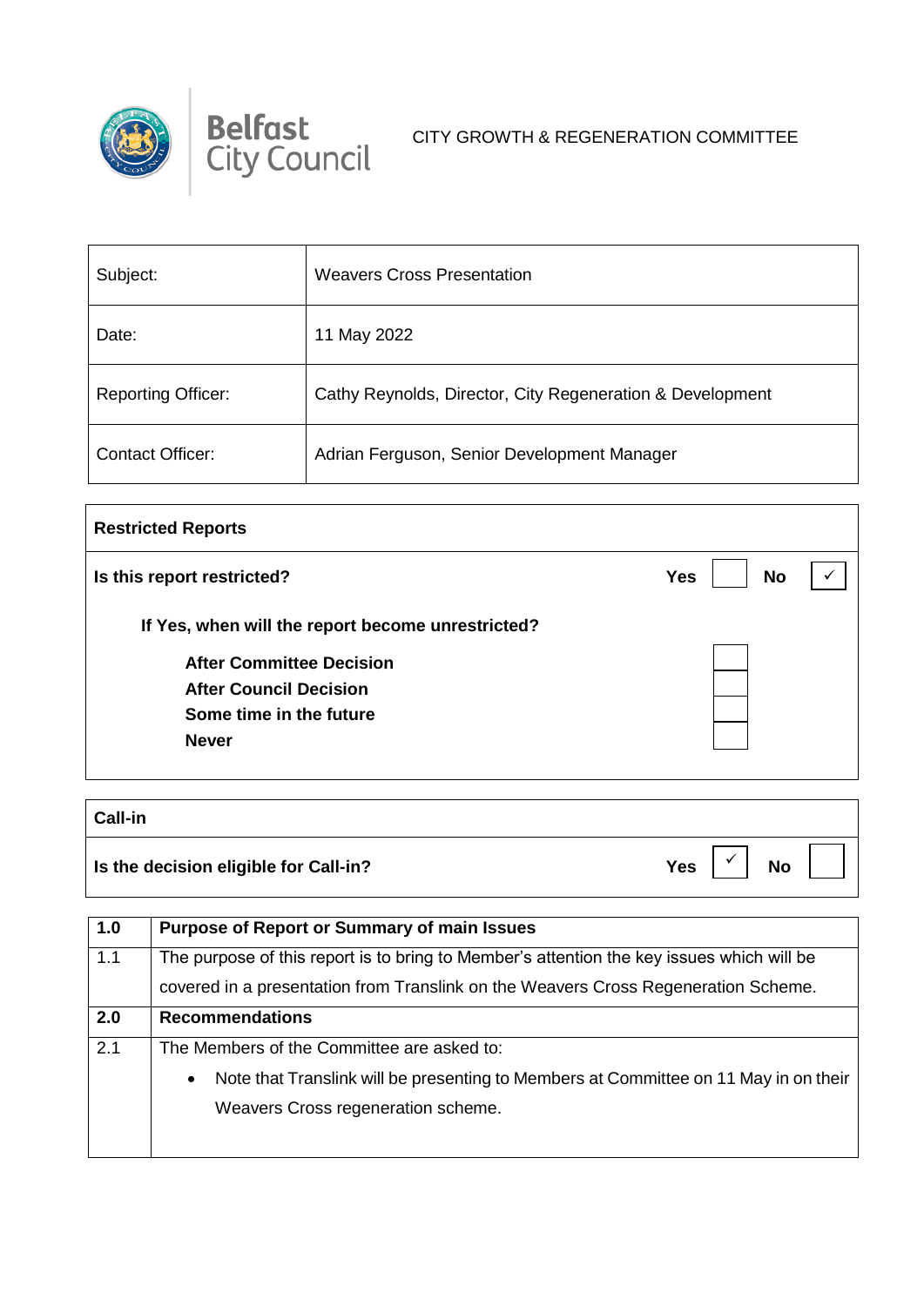Belfast City Council

CITY GROWTH & REGENERATION COMMITTEE

| Subject: | Weavers Cross Presentation |
| --- | --- |
| Date: | 11 May 2022 |
| Reporting Officer: | Cathy Reynolds, Director, City Regeneration & Development |
| Contact Officer: | Adrian Ferguson, Senior Development Manager |

| **Restricted Reports** | | | | |
| --- | --- | --- | --- | --- |
| **Is this report restricted?** | **Yes** | | **No** | ✓ |
| **If Yes, when will the report become unrestricted?** | | | | |
| **After Committee Decision** | | | | |
| **After Council Decision** | | | | |
| **Some time in the future** | | | | |
| **Never** | | | | |

| **Call-in** | | | | |
| --- | --- | --- | --- | --- |
| **Is the decision eligible for Call-in?** | **Yes** | ✓ | **No** | |

| **1.0** | **Purpose of Report or Summary of main Issues** |
| --- | --- |
| 1.1 | The purpose of this report is to bring to Member's attention the key issues which will be covered in a presentation from Translink on the Weavers Cross Regeneration Scheme. |
| **2.0** | **Recommendations** |
| 2.1 | The Members of the Committee are asked to:<br>• Note that Translink will be presenting to Members at Committee on 11 May in on their Weavers Cross regeneration scheme. |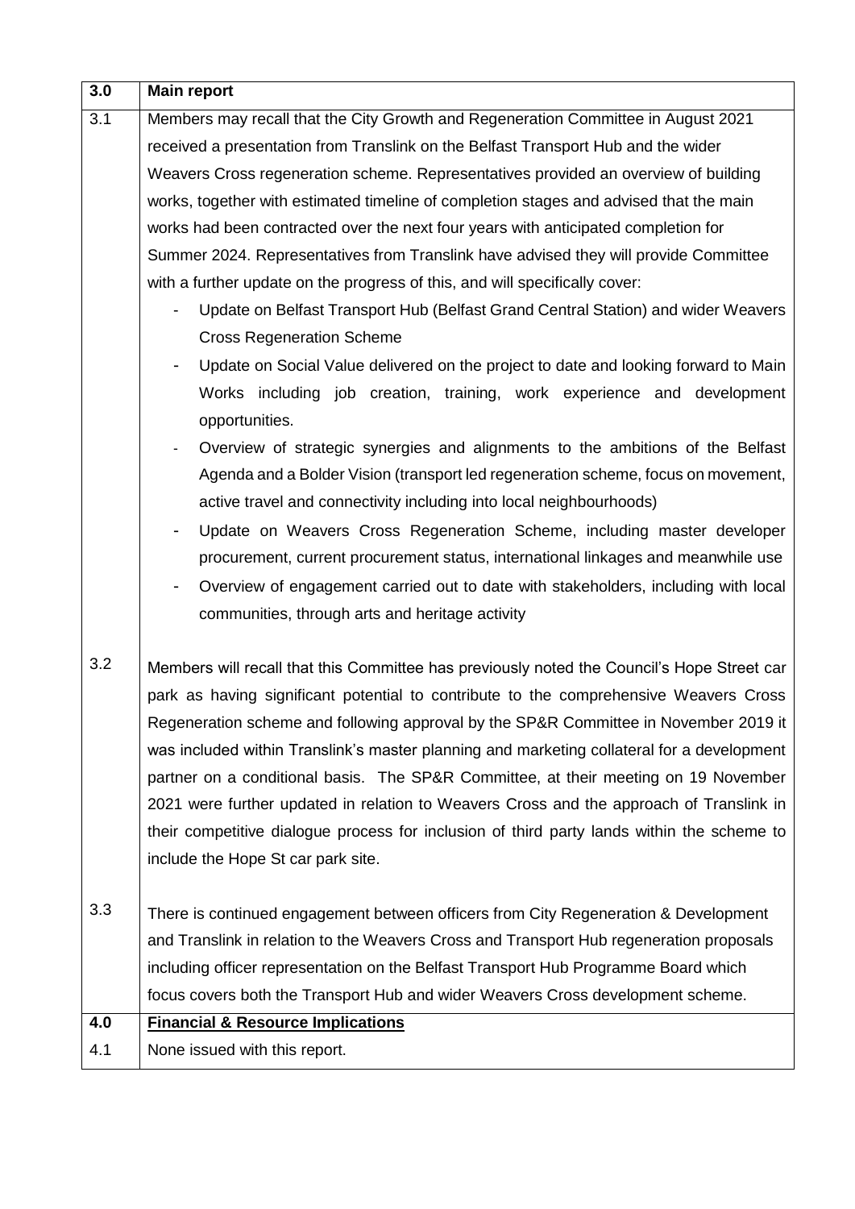| 3.0 | **Main report** |
|---|---|
| 3.1 | Members may recall that the City Growth and Regeneration Committee in August 2021 received a presentation from Translink on the Belfast Transport Hub and the wider Weavers Cross regeneration scheme. Representatives provided an overview of building works, together with estimated timeline of completion stages and advised that the main works had been contracted over the next four years with anticipated completion for Summer 2024. Representatives from Translink have advised they will provide Committee with a further update on the progress of this, and will specifically cover:<br>- Update on Belfast Transport Hub (Belfast Grand Central Station) and wider Weavers Cross Regeneration Scheme<br>- Update on Social Value delivered on the project to date and looking forward to Main Works including job creation, training, work experience and development opportunities.<br>- Overview of strategic synergies and alignments to the ambitions of the Belfast Agenda and a Bolder Vision (transport led regeneration scheme, focus on movement, active travel and connectivity including into local neighbourhoods)<br>- Update on Weavers Cross Regeneration Scheme, including master developer procurement, current procurement status, international linkages and meanwhile use<br>- Overview of engagement carried out to date with stakeholders, including with local communities, through arts and heritage activity |
| 3.2 | Members will recall that this Committee has previously noted the Council's Hope Street car park as having significant potential to contribute to the comprehensive Weavers Cross Regeneration scheme and following approval by the SP&R Committee in November 2019 it was included within Translink's master planning and marketing collateral for a development partner on a conditional basis. The SP&R Committee, at their meeting on 19 November 2021 were further updated in relation to Weavers Cross and the approach of Translink in their competitive dialogue process for inclusion of third party lands within the scheme to include the Hope St car park site. |
| 3.3 | There is continued engagement between officers from City Regeneration & Development and Translink in relation to the Weavers Cross and Transport Hub regeneration proposals including officer representation on the Belfast Transport Hub Programme Board which focus covers both the Transport Hub and wider Weavers Cross development scheme. |
| **4.0** | **Financial & Resource Implications** |
| 4.1 | None issued with this report. |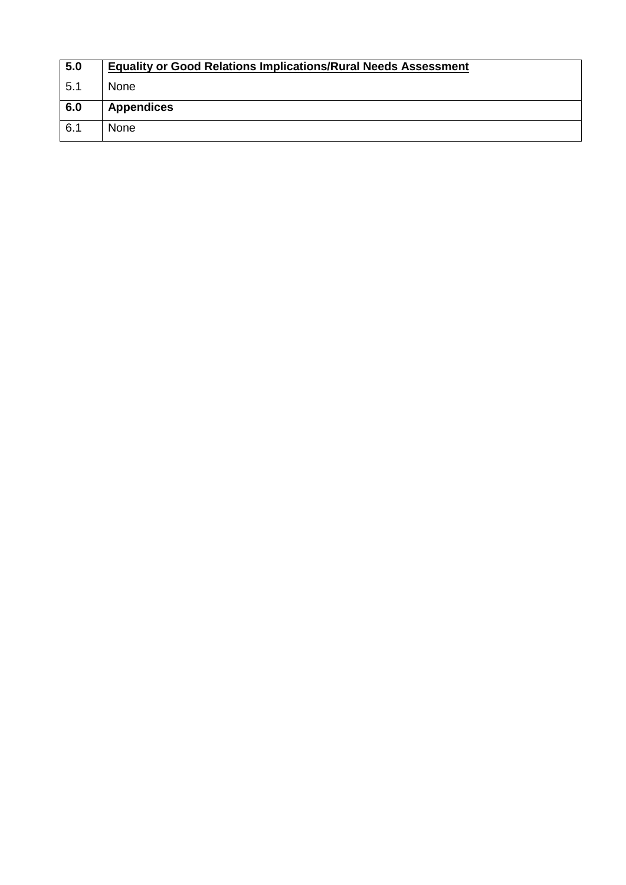| | |
|---|---|
| **5.0** | **Equality or Good Relations Implications/Rural Needs Assessment** |
| 5.1 | None |
| **6.0** | **Appendices** |
| 6.1 | None |